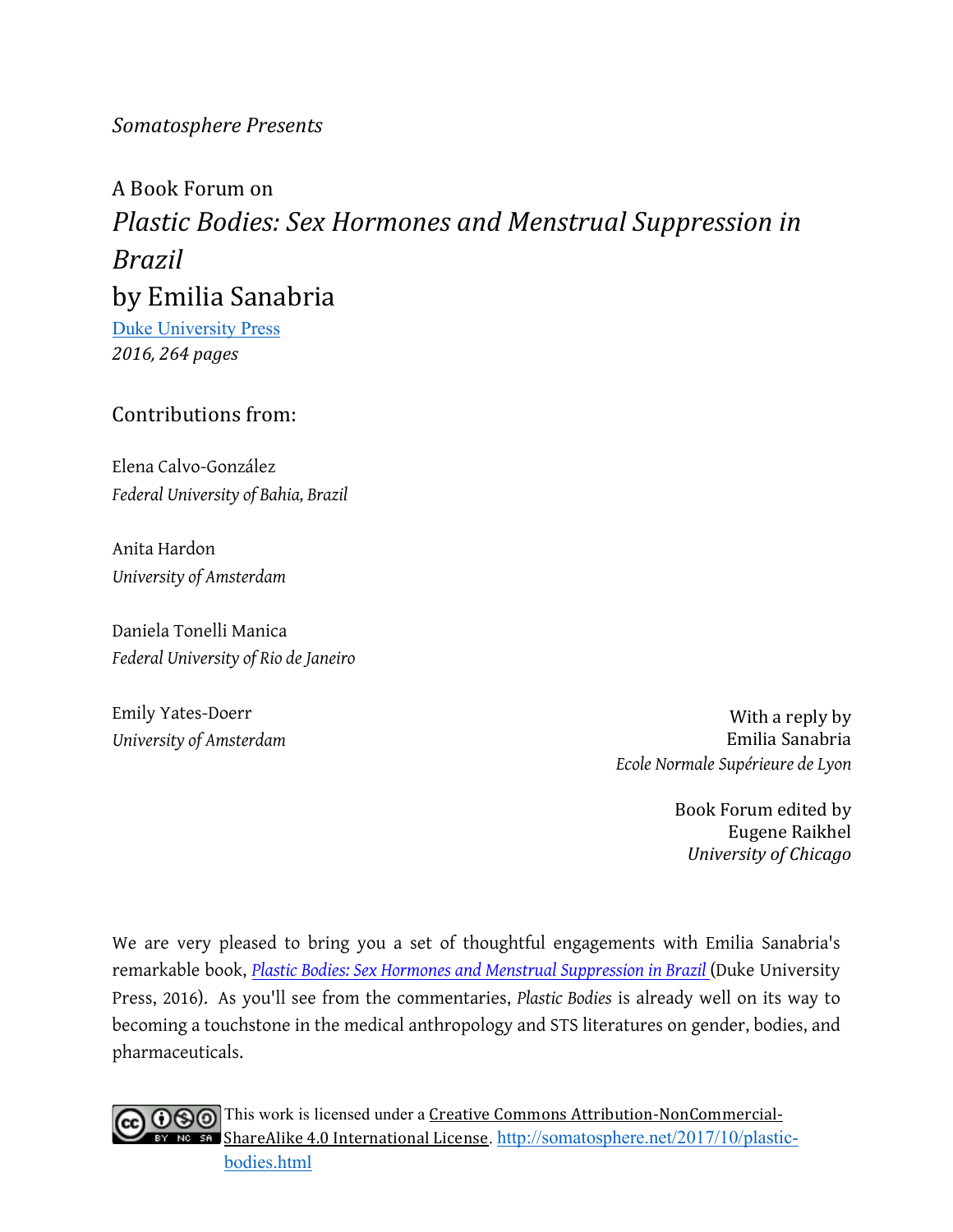*Somatosphere Presents*

# A Book Forum on *Plastic Bodies: Sex Hormones and Menstrual Suppression in Brazil* by Emilia Sanabria

[Duke University Press](#)
*2016, 264 pages*

## Contributions from:

Elena Calvo-González
*Federal University of Bahia, Brazil*

Anita Hardon
*University of Amsterdam*

Daniela Tonelli Manica
*Federal University of Rio de Janeiro*

Emily Yates-Doerr
*University of Amsterdam*

With a reply by
Emilia Sanabria
*Ecole Normale Supérieure de Lyon*

Book Forum edited by
Eugene Raikhel
*University of Chicago*

We are very pleased to bring you a set of thoughtful engagements with Emilia Sanabria's remarkable book, *Plastic Bodies: Sex Hormones and Menstrual Suppression in Brazil* (Duke University Press, 2016). As you'll see from the commentaries, *Plastic Bodies* is already well on its way to becoming a touchstone in the medical anthropology and STS literatures on gender, bodies, and pharmaceuticals.

This work is licensed under a Creative Commons Attribution-NonCommercial-ShareAlike 4.0 International License. http://somatosphere.net/2017/10/plastic-bodies.html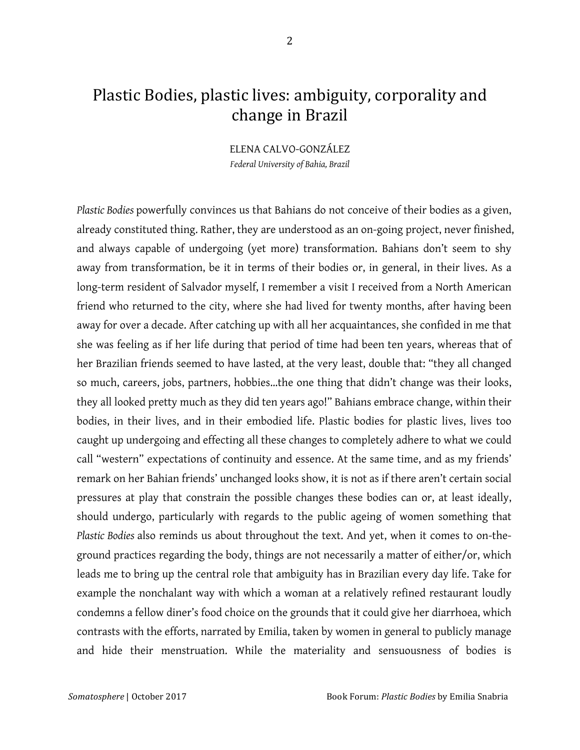# Plastic Bodies, plastic lives: ambiguity, corporality and change in Brazil

ELENA CALVO-GONZÁLEZ
*Federal University of Bahia, Brazil*

*Plastic Bodies* powerfully convinces us that Bahians do not conceive of their bodies as a given, already constituted thing. Rather, they are understood as an on-going project, never finished, and always capable of undergoing (yet more) transformation. Bahians don't seem to shy away from transformation, be it in terms of their bodies or, in general, in their lives. As a long-term resident of Salvador myself, I remember a visit I received from a North American friend who returned to the city, where she had lived for twenty months, after having been away for over a decade. After catching up with all her acquaintances, she confided in me that she was feeling as if her life during that period of time had been ten years, whereas that of her Brazilian friends seemed to have lasted, at the very least, double that: "they all changed so much, careers, jobs, partners, hobbies...the one thing that didn't change was their looks, they all looked pretty much as they did ten years ago!" Bahians embrace change, within their bodies, in their lives, and in their embodied life. Plastic bodies for plastic lives, lives too caught up undergoing and effecting all these changes to completely adhere to what we could call "western" expectations of continuity and essence. At the same time, and as my friends' remark on her Bahian friends' unchanged looks show, it is not as if there aren't certain social pressures at play that constrain the possible changes these bodies can or, at least ideally, should undergo, particularly with regards to the public ageing of women something that *Plastic Bodies* also reminds us about throughout the text. And yet, when it comes to on-the-ground practices regarding the body, things are not necessarily a matter of either/or, which leads me to bring up the central role that ambiguity has in Brazilian every day life. Take for example the nonchalant way with which a woman at a relatively refined restaurant loudly condemns a fellow diner's food choice on the grounds that it could give her diarrhoea, which contrasts with the efforts, narrated by Emilia, taken by women in general to publicly manage and hide their menstruation. While the materiality and sensuousness of bodies is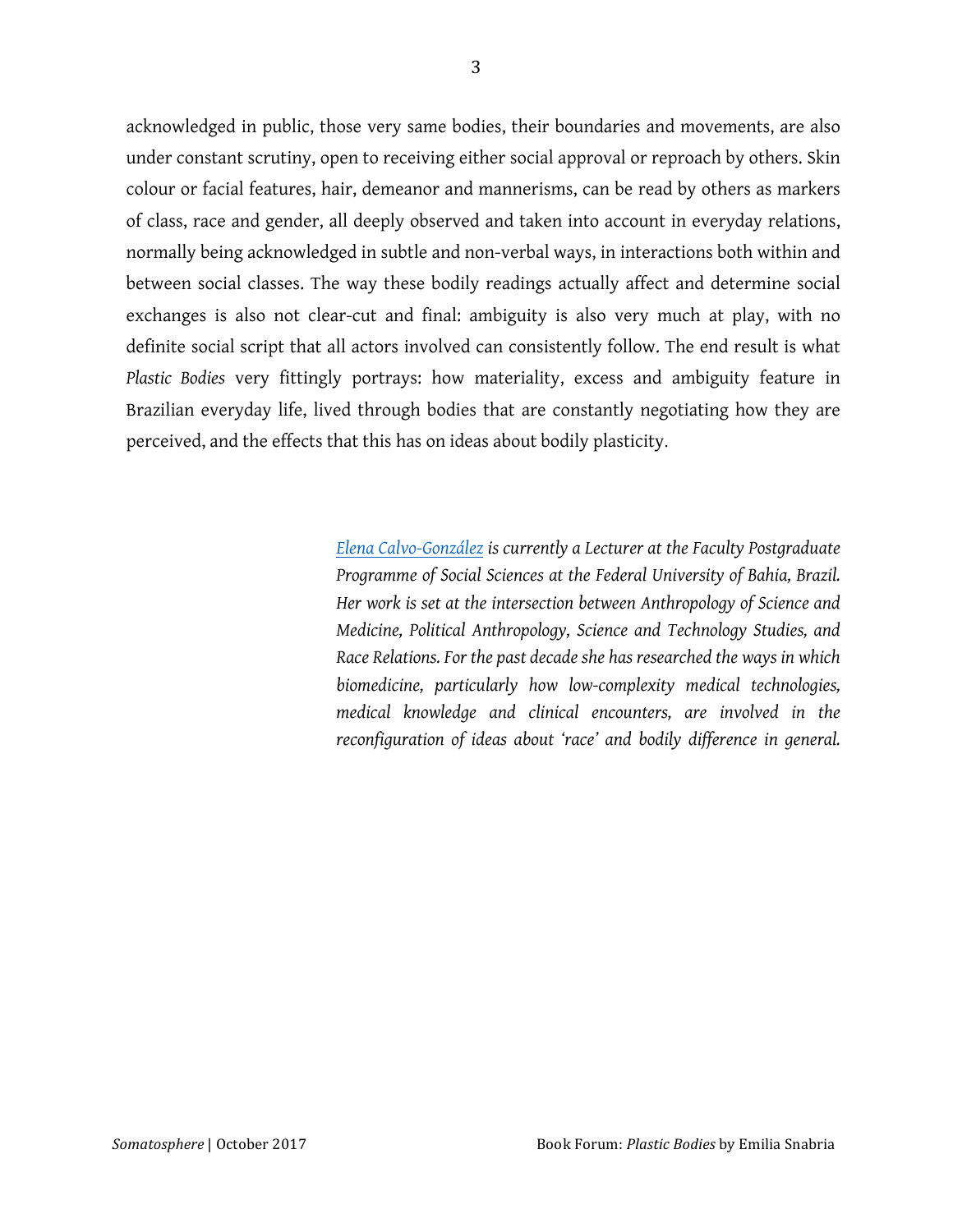acknowledged in public, those very same bodies, their boundaries and movements, are also under constant scrutiny, open to receiving either social approval or reproach by others. Skin colour or facial features, hair, demeanor and mannerisms, can be read by others as markers of class, race and gender, all deeply observed and taken into account in everyday relations, normally being acknowledged in subtle and non-verbal ways, in interactions both within and between social classes. The way these bodily readings actually affect and determine social exchanges is also not clear-cut and final: ambiguity is also very much at play, with no definite social script that all actors involved can consistently follow. The end result is what *Plastic Bodies* very fittingly portrays: how materiality, excess and ambiguity feature in Brazilian everyday life, lived through bodies that are constantly negotiating how they are perceived, and the effects that this has on ideas about bodily plasticity.

*Elena Calvo-González is currently a Lecturer at the Faculty Postgraduate Programme of Social Sciences at the Federal University of Bahia, Brazil. Her work is set at the intersection between Anthropology of Science and Medicine, Political Anthropology, Science and Technology Studies, and Race Relations. For the past decade she has researched the ways in which biomedicine, particularly how low-complexity medical technologies, medical knowledge and clinical encounters, are involved in the reconfiguration of ideas about 'race' and bodily difference in general.*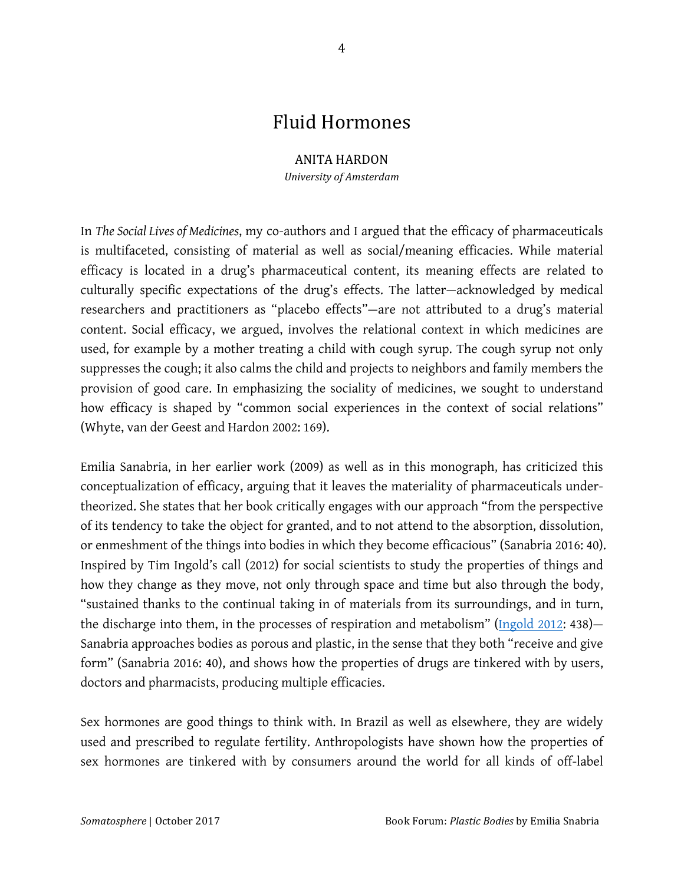# Fluid Hormones

ANITA HARDON
*University of Amsterdam*

In *The Social Lives of Medicines*, my co-authors and I argued that the efficacy of pharmaceuticals is multifaceted, consisting of material as well as social/meaning efficacies. While material efficacy is located in a drug's pharmaceutical content, its meaning effects are related to culturally specific expectations of the drug's effects. The latter—acknowledged by medical researchers and practitioners as "placebo effects"—are not attributed to a drug's material content. Social efficacy, we argued, involves the relational context in which medicines are used, for example by a mother treating a child with cough syrup. The cough syrup not only suppresses the cough; it also calms the child and projects to neighbors and family members the provision of good care. In emphasizing the sociality of medicines, we sought to understand how efficacy is shaped by "common social experiences in the context of social relations" (Whyte, van der Geest and Hardon 2002: 169).

Emilia Sanabria, in her earlier work (2009) as well as in this monograph, has criticized this conceptualization of efficacy, arguing that it leaves the materiality of pharmaceuticals under-theorized. She states that her book critically engages with our approach "from the perspective of its tendency to take the object for granted, and to not attend to the absorption, dissolution, or enmeshment of the things into bodies in which they become efficacious" (Sanabria 2016: 40). Inspired by Tim Ingold's call (2012) for social scientists to study the properties of things and how they change as they move, not only through space and time but also through the body, "sustained thanks to the continual taking in of materials from its surroundings, and in turn, the discharge into them, in the processes of respiration and metabolism" (Ingold 2012: 438)—Sanabria approaches bodies as porous and plastic, in the sense that they both "receive and give form" (Sanabria 2016: 40), and shows how the properties of drugs are tinkered with by users, doctors and pharmacists, producing multiple efficacies.

Sex hormones are good things to think with. In Brazil as well as elsewhere, they are widely used and prescribed to regulate fertility. Anthropologists have shown how the properties of sex hormones are tinkered with by consumers around the world for all kinds of off-label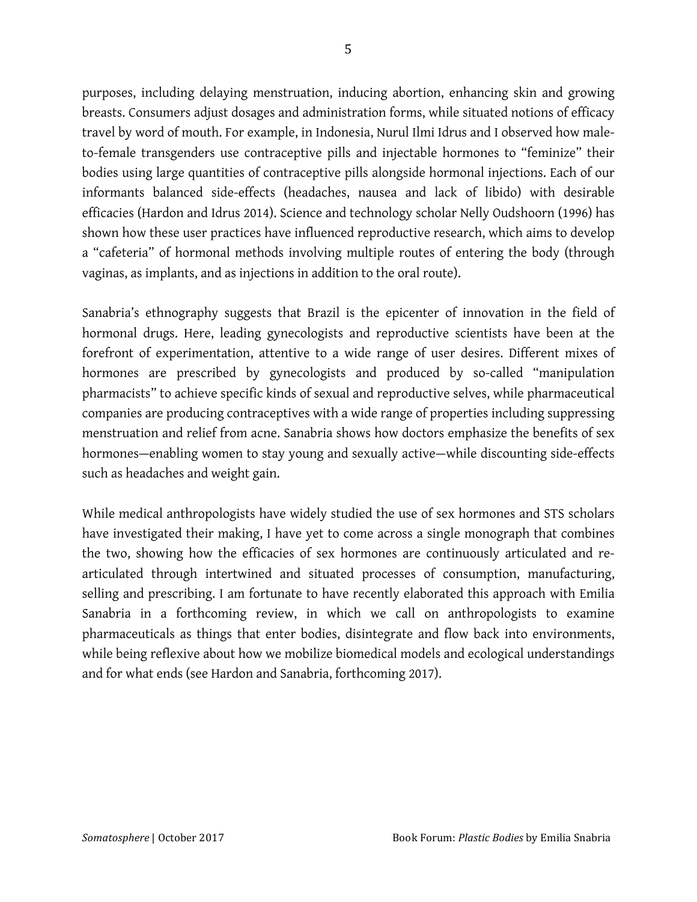purposes, including delaying menstruation, inducing abortion, enhancing skin and growing breasts. Consumers adjust dosages and administration forms, while situated notions of efficacy travel by word of mouth. For example, in Indonesia, Nurul Ilmi Idrus and I observed how male-to-female transgenders use contraceptive pills and injectable hormones to "feminize" their bodies using large quantities of contraceptive pills alongside hormonal injections. Each of our informants balanced side-effects (headaches, nausea and lack of libido) with desirable efficacies (Hardon and Idrus 2014). Science and technology scholar Nelly Oudshoorn (1996) has shown how these user practices have influenced reproductive research, which aims to develop a "cafeteria" of hormonal methods involving multiple routes of entering the body (through vaginas, as implants, and as injections in addition to the oral route).

Sanabria's ethnography suggests that Brazil is the epicenter of innovation in the field of hormonal drugs. Here, leading gynecologists and reproductive scientists have been at the forefront of experimentation, attentive to a wide range of user desires. Different mixes of hormones are prescribed by gynecologists and produced by so-called "manipulation pharmacists" to achieve specific kinds of sexual and reproductive selves, while pharmaceutical companies are producing contraceptives with a wide range of properties including suppressing menstruation and relief from acne. Sanabria shows how doctors emphasize the benefits of sex hormones—enabling women to stay young and sexually active—while discounting side-effects such as headaches and weight gain.

While medical anthropologists have widely studied the use of sex hormones and STS scholars have investigated their making, I have yet to come across a single monograph that combines the two, showing how the efficacies of sex hormones are continuously articulated and re-articulated through intertwined and situated processes of consumption, manufacturing, selling and prescribing. I am fortunate to have recently elaborated this approach with Emilia Sanabria in a forthcoming review, in which we call on anthropologists to examine pharmaceuticals as things that enter bodies, disintegrate and flow back into environments, while being reflexive about how we mobilize biomedical models and ecological understandings and for what ends (see Hardon and Sanabria, forthcoming 2017).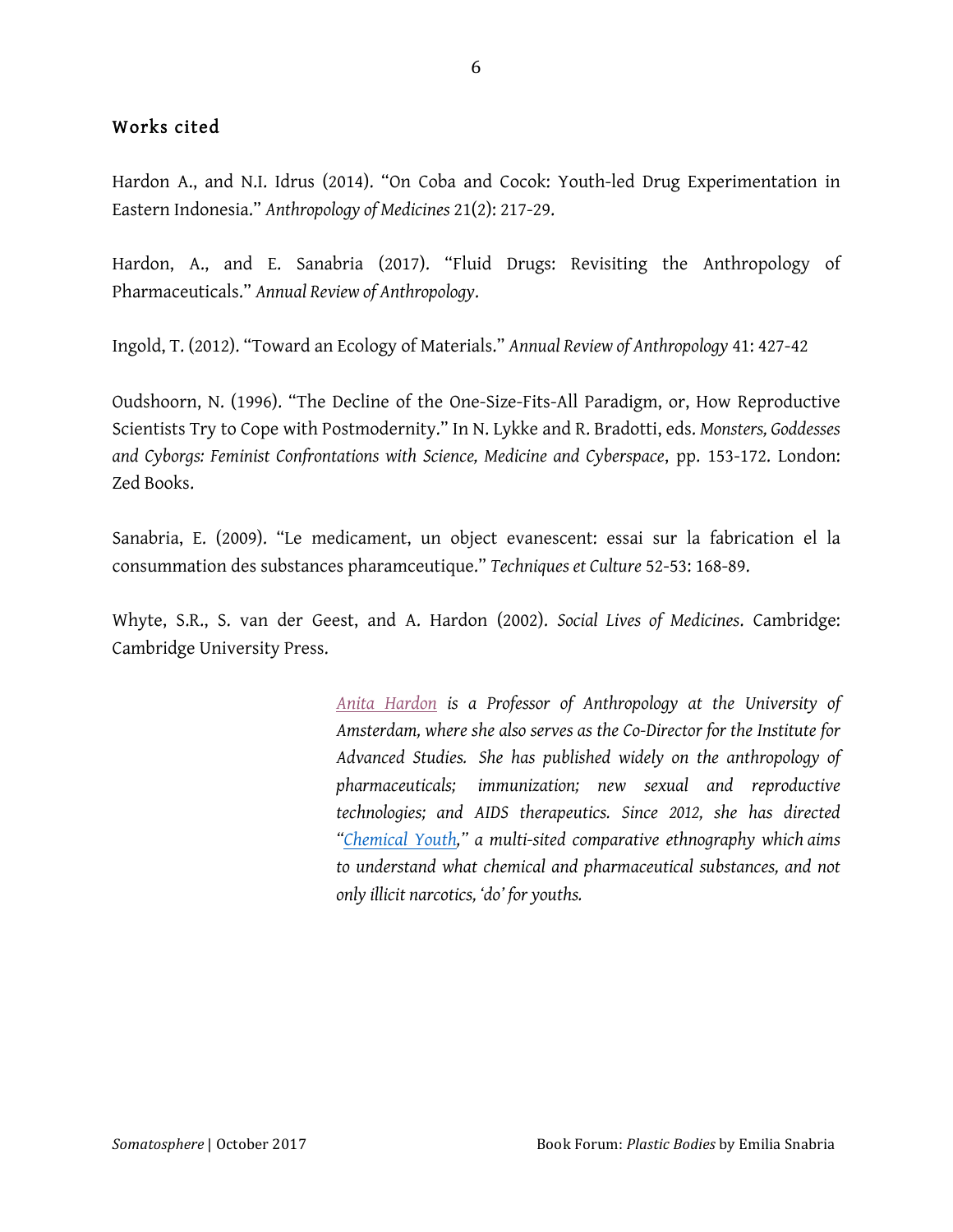## Works cited

Hardon A., and N.I. Idrus (2014). "On Coba and Cocok: Youth-led Drug Experimentation in Eastern Indonesia." *Anthropology of Medicines* 21(2): 217-29.

Hardon, A., and E. Sanabria (2017). "Fluid Drugs: Revisiting the Anthropology of Pharmaceuticals." *Annual Review of Anthropology*.

Ingold, T. (2012). "Toward an Ecology of Materials." *Annual Review of Anthropology* 41: 427-42

Oudshoorn, N. (1996). "The Decline of the One-Size-Fits-All Paradigm, or, How Reproductive Scientists Try to Cope with Postmodernity." In N. Lykke and R. Bradotti, eds. *Monsters, Goddesses and Cyborgs: Feminist Confrontations with Science, Medicine and Cyberspace*, pp. 153-172. London: Zed Books.

Sanabria, E. (2009). "Le medicament, un object evanescent: essai sur la fabrication el la consummation des substances pharamceutique." *Techniques et Culture* 52-53: 168-89.

Whyte, S.R., S. van der Geest, and A. Hardon (2002). *Social Lives of Medicines*. Cambridge: Cambridge University Press.

*Anita Hardon is a Professor of Anthropology at the University of Amsterdam, where she also serves as the Co-Director for the Institute for Advanced Studies. She has published widely on the anthropology of pharmaceuticals; immunization; new sexual and reproductive technologies; and AIDS therapeutics. Since 2012, she has directed "Chemical Youth," a multi-sited comparative ethnography which aims to understand what chemical and pharmaceutical substances, and not only illicit narcotics, 'do' for youths.*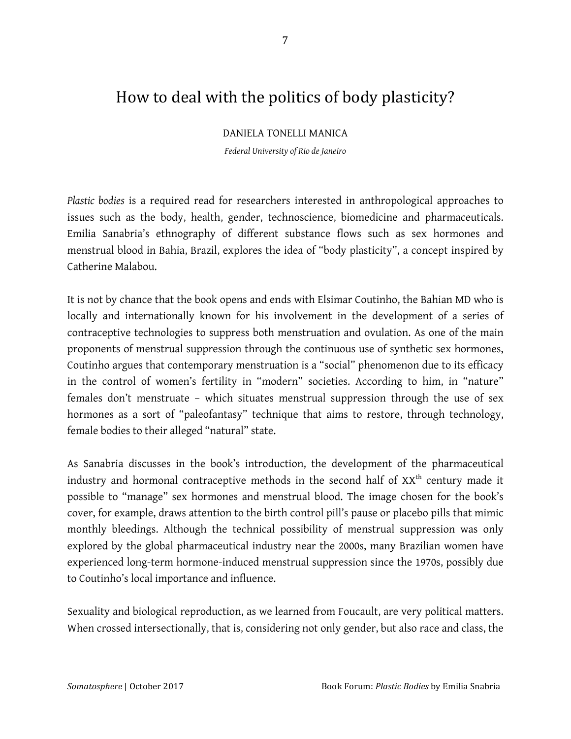# How to deal with the politics of body plasticity?

DANIELA TONELLI MANICA

*Federal University of Rio de Janeiro*

*Plastic bodies* is a required read for researchers interested in anthropological approaches to issues such as the body, health, gender, technoscience, biomedicine and pharmaceuticals. Emilia Sanabria's ethnography of different substance flows such as sex hormones and menstrual blood in Bahia, Brazil, explores the idea of "body plasticity", a concept inspired by Catherine Malabou.

It is not by chance that the book opens and ends with Elsimar Coutinho, the Bahian MD who is locally and internationally known for his involvement in the development of a series of contraceptive technologies to suppress both menstruation and ovulation. As one of the main proponents of menstrual suppression through the continuous use of synthetic sex hormones, Coutinho argues that contemporary menstruation is a "social" phenomenon due to its efficacy in the control of women's fertility in "modern" societies. According to him, in "nature" females don't menstruate – which situates menstrual suppression through the use of sex hormones as a sort of "paleofantasy" technique that aims to restore, through technology, female bodies to their alleged "natural" state.

As Sanabria discusses in the book's introduction, the development of the pharmaceutical industry and hormonal contraceptive methods in the second half of XX[th] century made it possible to "manage" sex hormones and menstrual blood. The image chosen for the book's cover, for example, draws attention to the birth control pill's pause or placebo pills that mimic monthly bleedings. Although the technical possibility of menstrual suppression was only explored by the global pharmaceutical industry near the 2000s, many Brazilian women have experienced long-term hormone-induced menstrual suppression since the 1970s, possibly due to Coutinho's local importance and influence.

Sexuality and biological reproduction, as we learned from Foucault, are very political matters. When crossed intersectionally, that is, considering not only gender, but also race and class, the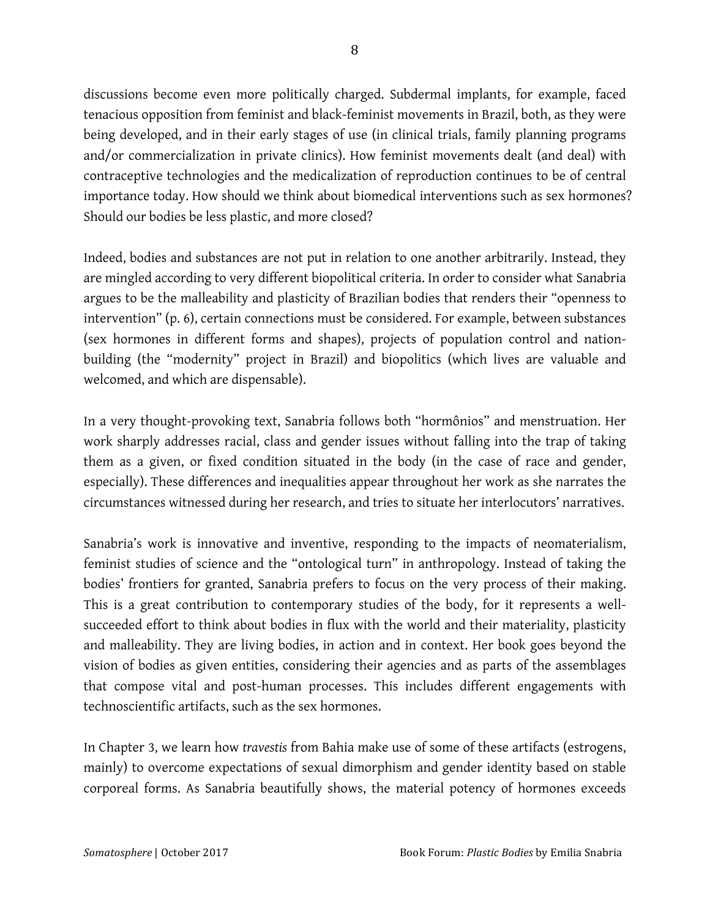discussions become even more politically charged. Subdermal implants, for example, faced tenacious opposition from feminist and black-feminist movements in Brazil, both, as they were being developed, and in their early stages of use (in clinical trials, family planning programs and/or commercialization in private clinics). How feminist movements dealt (and deal) with contraceptive technologies and the medicalization of reproduction continues to be of central importance today. How should we think about biomedical interventions such as sex hormones? Should our bodies be less plastic, and more closed?

Indeed, bodies and substances are not put in relation to one another arbitrarily. Instead, they are mingled according to very different biopolitical criteria. In order to consider what Sanabria argues to be the malleability and plasticity of Brazilian bodies that renders their "openness to intervention" (p. 6), certain connections must be considered. For example, between substances (sex hormones in different forms and shapes), projects of population control and nation-building (the "modernity" project in Brazil) and biopolitics (which lives are valuable and welcomed, and which are dispensable).

In a very thought-provoking text, Sanabria follows both "hormônios" and menstruation. Her work sharply addresses racial, class and gender issues without falling into the trap of taking them as a given, or fixed condition situated in the body (in the case of race and gender, especially). These differences and inequalities appear throughout her work as she narrates the circumstances witnessed during her research, and tries to situate her interlocutors' narratives.

Sanabria's work is innovative and inventive, responding to the impacts of neomaterialism, feminist studies of science and the "ontological turn" in anthropology. Instead of taking the bodies' frontiers for granted, Sanabria prefers to focus on the very process of their making. This is a great contribution to contemporary studies of the body, for it represents a well-succeeded effort to think about bodies in flux with the world and their materiality, plasticity and malleability. They are living bodies, in action and in context. Her book goes beyond the vision of bodies as given entities, considering their agencies and as parts of the assemblages that compose vital and post-human processes. This includes different engagements with technoscientific artifacts, such as the sex hormones.

In Chapter 3, we learn how *travestis* from Bahia make use of some of these artifacts (estrogens, mainly) to overcome expectations of sexual dimorphism and gender identity based on stable corporeal forms. As Sanabria beautifully shows, the material potency of hormones exceeds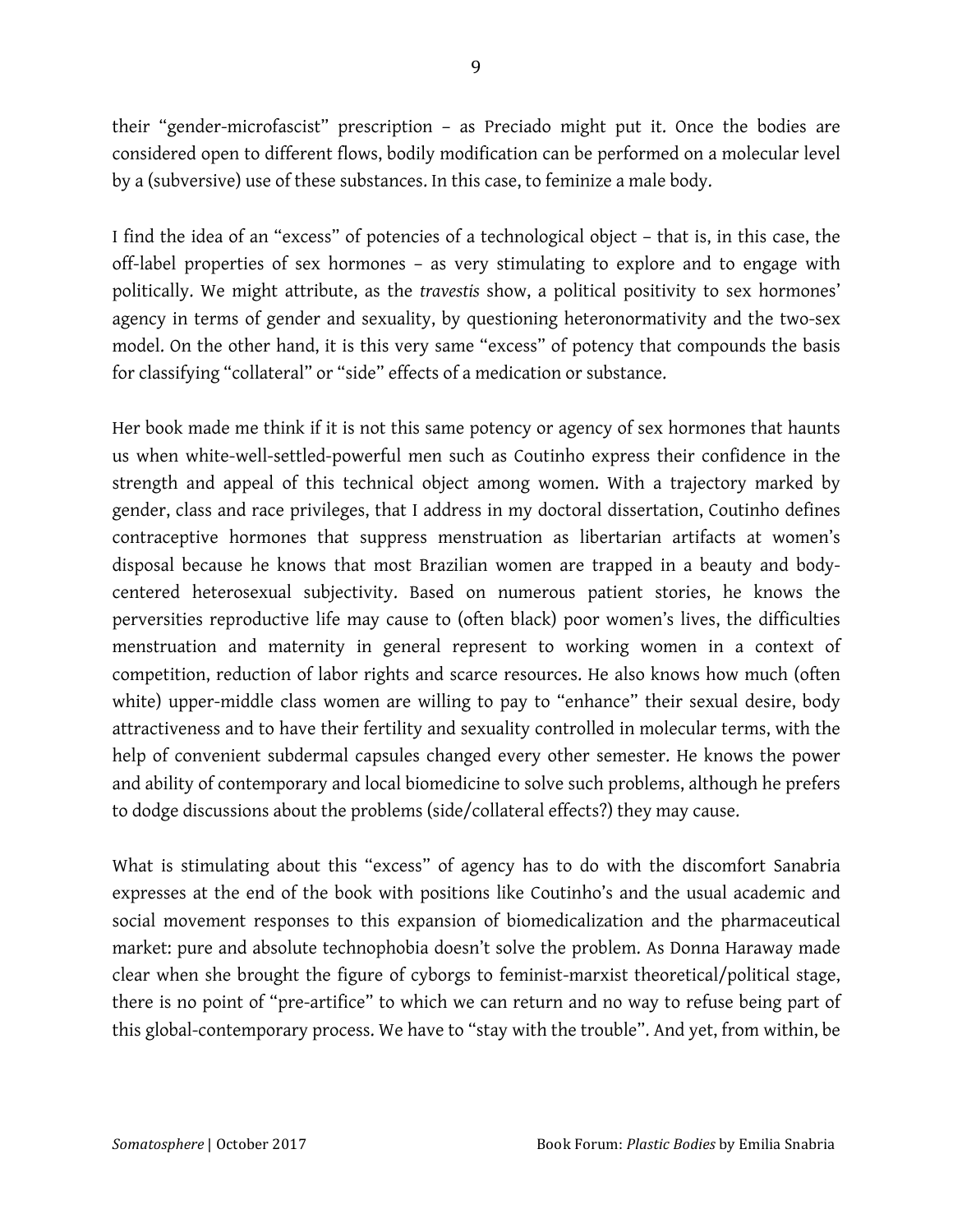their "gender-microfascist" prescription – as Preciado might put it. Once the bodies are considered open to different flows, bodily modification can be performed on a molecular level by a (subversive) use of these substances. In this case, to feminize a male body.

I find the idea of an "excess" of potencies of a technological object – that is, in this case, the off-label properties of sex hormones – as very stimulating to explore and to engage with politically. We might attribute, as the *travestis* show, a political positivity to sex hormones' agency in terms of gender and sexuality, by questioning heteronormativity and the two-sex model. On the other hand, it is this very same "excess" of potency that compounds the basis for classifying "collateral" or "side" effects of a medication or substance.

Her book made me think if it is not this same potency or agency of sex hormones that haunts us when white-well-settled-powerful men such as Coutinho express their confidence in the strength and appeal of this technical object among women. With a trajectory marked by gender, class and race privileges, that I address in my doctoral dissertation, Coutinho defines contraceptive hormones that suppress menstruation as libertarian artifacts at women's disposal because he knows that most Brazilian women are trapped in a beauty and body-centered heterosexual subjectivity. Based on numerous patient stories, he knows the perversities reproductive life may cause to (often black) poor women's lives, the difficulties menstruation and maternity in general represent to working women in a context of competition, reduction of labor rights and scarce resources. He also knows how much (often white) upper-middle class women are willing to pay to "enhance" their sexual desire, body attractiveness and to have their fertility and sexuality controlled in molecular terms, with the help of convenient subdermal capsules changed every other semester. He knows the power and ability of contemporary and local biomedicine to solve such problems, although he prefers to dodge discussions about the problems (side/collateral effects?) they may cause.

What is stimulating about this "excess" of agency has to do with the discomfort Sanabria expresses at the end of the book with positions like Coutinho's and the usual academic and social movement responses to this expansion of biomedicalization and the pharmaceutical market: pure and absolute technophobia doesn't solve the problem. As Donna Haraway made clear when she brought the figure of cyborgs to feminist-marxist theoretical/political stage, there is no point of "pre-artifice" to which we can return and no way to refuse being part of this global-contemporary process. We have to "stay with the trouble". And yet, from within, be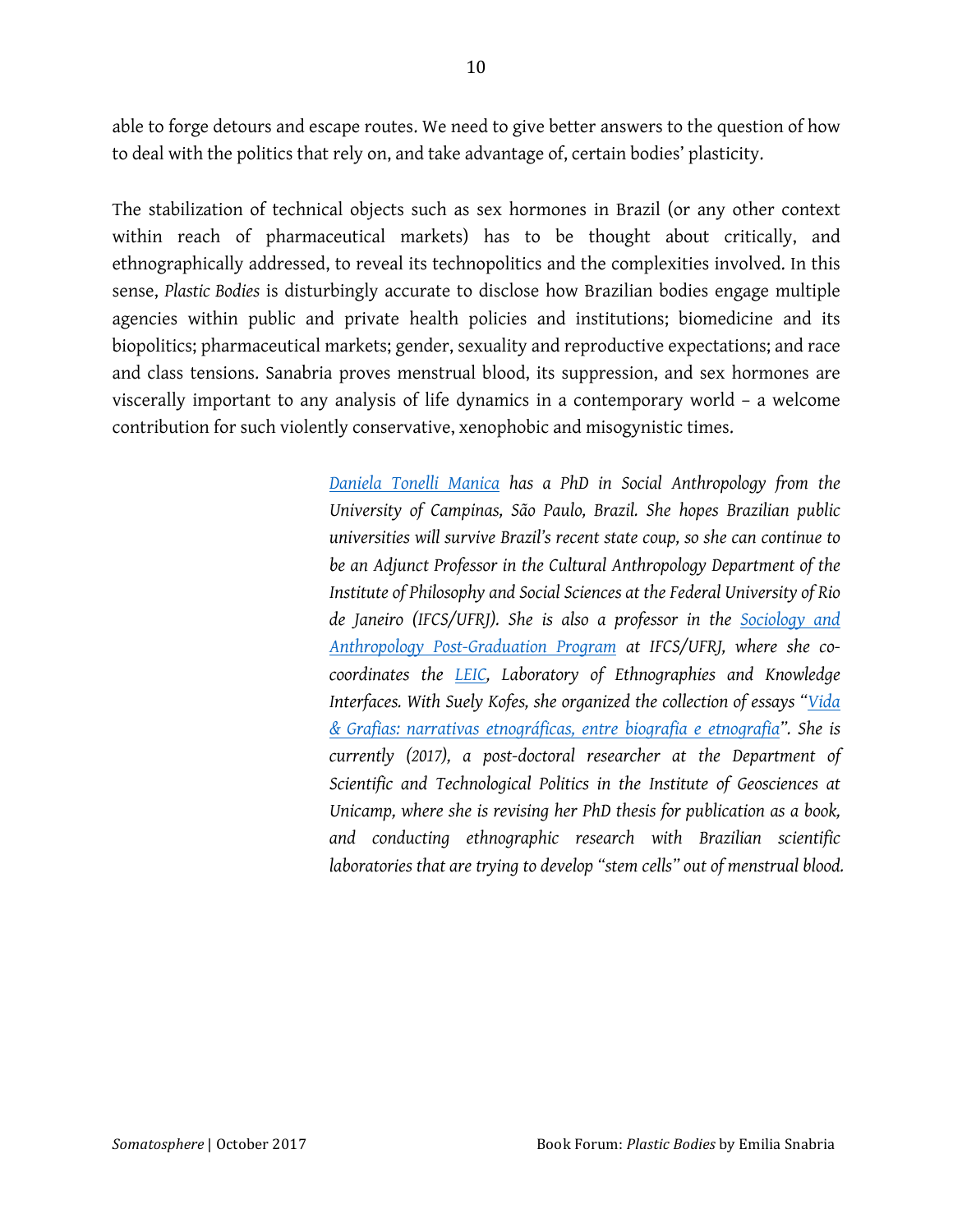able to forge detours and escape routes. We need to give better answers to the question of how to deal with the politics that rely on, and take advantage of, certain bodies' plasticity.

The stabilization of technical objects such as sex hormones in Brazil (or any other context within reach of pharmaceutical markets) has to be thought about critically, and ethnographically addressed, to reveal its technopolitics and the complexities involved. In this sense, *Plastic Bodies* is disturbingly accurate to disclose how Brazilian bodies engage multiple agencies within public and private health policies and institutions; biomedicine and its biopolitics; pharmaceutical markets; gender, sexuality and reproductive expectations; and race and class tensions. Sanabria proves menstrual blood, its suppression, and sex hormones are viscerally important to any analysis of life dynamics in a contemporary world – a welcome contribution for such violently conservative, xenophobic and misogynistic times.

*Daniela Tonelli Manica has a PhD in Social Anthropology from the University of Campinas, São Paulo, Brazil. She hopes Brazilian public universities will survive Brazil's recent state coup, so she can continue to be an Adjunct Professor in the Cultural Anthropology Department of the Institute of Philosophy and Social Sciences at the Federal University of Rio de Janeiro (IFCS/UFRJ). She is also a professor in the Sociology and Anthropology Post-Graduation Program at IFCS/UFRJ, where she co-coordinates the LEIC, Laboratory of Ethnographies and Knowledge Interfaces. With Suely Kofes, she organized the collection of essays "Vida & Grafias: narrativas etnográficas, entre biografia e etnografia". She is currently (2017), a post-doctoral researcher at the Department of Scientific and Technological Politics in the Institute of Geosciences at Unicamp, where she is revising her PhD thesis for publication as a book, and conducting ethnographic research with Brazilian scientific laboratories that are trying to develop "stem cells" out of menstrual blood.*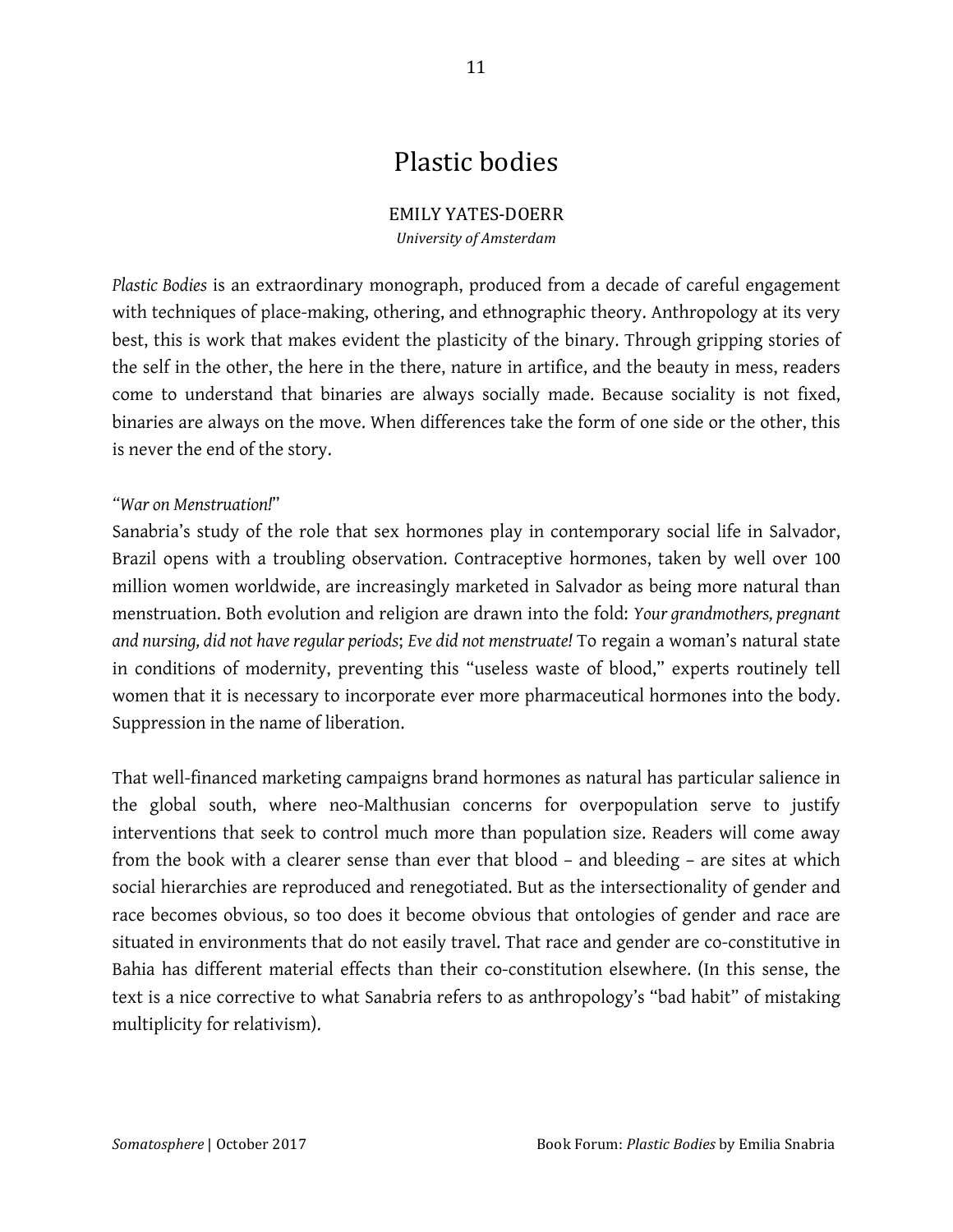# Plastic bodies

EMILY YATES-DOERR

*University of Amsterdam*

*Plastic Bodies* is an extraordinary monograph, produced from a decade of careful engagement with techniques of place-making, othering, and ethnographic theory. Anthropology at its very best, this is work that makes evident the plasticity of the binary. Through gripping stories of the self in the other, the here in the there, nature in artifice, and the beauty in mess, readers come to understand that binaries are always socially made. Because sociality is not fixed, binaries are always on the move. When differences take the form of one side or the other, this is never the end of the story.

"*War on Menstruation!*"

Sanabria's study of the role that sex hormones play in contemporary social life in Salvador, Brazil opens with a troubling observation. Contraceptive hormones, taken by well over 100 million women worldwide, are increasingly marketed in Salvador as being more natural than menstruation. Both evolution and religion are drawn into the fold: *Your grandmothers, pregnant and nursing, did not have regular periods*; *Eve did not menstruate!* To regain a woman's natural state in conditions of modernity, preventing this "useless waste of blood," experts routinely tell women that it is necessary to incorporate ever more pharmaceutical hormones into the body. Suppression in the name of liberation.

That well-financed marketing campaigns brand hormones as natural has particular salience in the global south, where neo-Malthusian concerns for overpopulation serve to justify interventions that seek to control much more than population size. Readers will come away from the book with a clearer sense than ever that blood – and bleeding – are sites at which social hierarchies are reproduced and renegotiated. But as the intersectionality of gender and race becomes obvious, so too does it become obvious that ontologies of gender and race are situated in environments that do not easily travel. That race and gender are co-constitutive in Bahia has different material effects than their co-constitution elsewhere. (In this sense, the text is a nice corrective to what Sanabria refers to as anthropology's "bad habit" of mistaking multiplicity for relativism).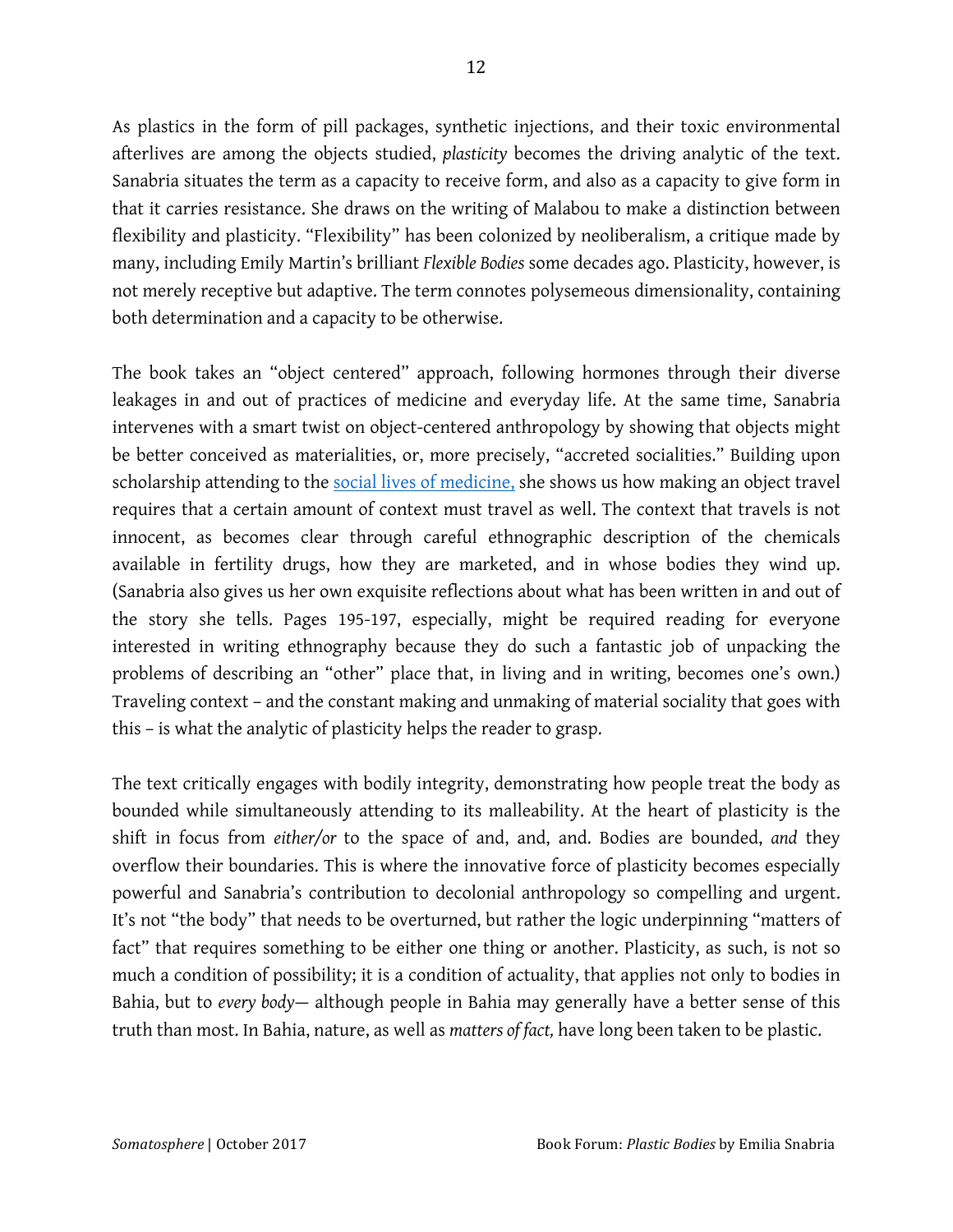As plastics in the form of pill packages, synthetic injections, and their toxic environmental afterlives are among the objects studied, *plasticity* becomes the driving analytic of the text. Sanabria situates the term as a capacity to receive form, and also as a capacity to give form in that it carries resistance. She draws on the writing of Malabou to make a distinction between flexibility and plasticity. "Flexibility" has been colonized by neoliberalism, a critique made by many, including Emily Martin's brilliant *Flexible Bodies* some decades ago. Plasticity, however, is not merely receptive but adaptive. The term connotes polysemeous dimensionality, containing both determination and a capacity to be otherwise.

The book takes an "object centered" approach, following hormones through their diverse leakages in and out of practices of medicine and everyday life. At the same time, Sanabria intervenes with a smart twist on object-centered anthropology by showing that objects might be better conceived as materialities, or, more precisely, "accreted socialities." Building upon scholarship attending to the [social lives of medicine,](#) she shows us how making an object travel requires that a certain amount of context must travel as well. The context that travels is not innocent, as becomes clear through careful ethnographic description of the chemicals available in fertility drugs, how they are marketed, and in whose bodies they wind up. (Sanabria also gives us her own exquisite reflections about what has been written in and out of the story she tells. Pages 195-197, especially, might be required reading for everyone interested in writing ethnography because they do such a fantastic job of unpacking the problems of describing an "other" place that, in living and in writing, becomes one's own.) Traveling context – and the constant making and unmaking of material sociality that goes with this – is what the analytic of plasticity helps the reader to grasp.

The text critically engages with bodily integrity, demonstrating how people treat the body as bounded while simultaneously attending to its malleability. At the heart of plasticity is the shift in focus from *either/or* to the space of and, and, and. Bodies are bounded, *and* they overflow their boundaries. This is where the innovative force of plasticity becomes especially powerful and Sanabria's contribution to decolonial anthropology so compelling and urgent. It's not "the body" that needs to be overturned, but rather the logic underpinning "matters of fact" that requires something to be either one thing or another. Plasticity, as such, is not so much a condition of possibility; it is a condition of actuality, that applies not only to bodies in Bahia, but to *every body*— although people in Bahia may generally have a better sense of this truth than most. In Bahia, nature, as well as *matters of fact,* have long been taken to be plastic.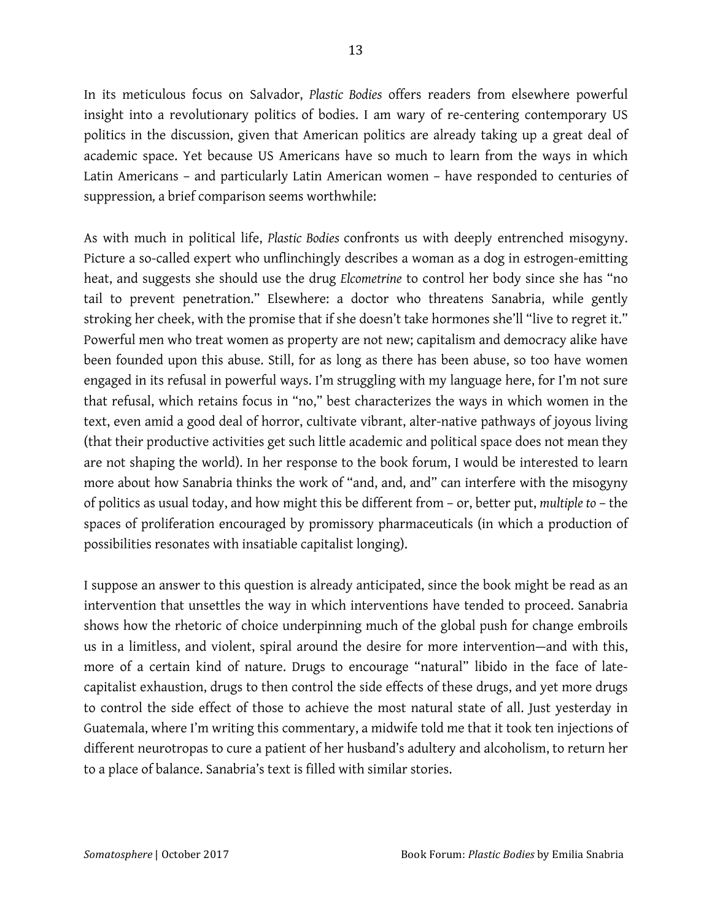In its meticulous focus on Salvador, *Plastic Bodies* offers readers from elsewhere powerful insight into a revolutionary politics of bodies. I am wary of re-centering contemporary US politics in the discussion, given that American politics are already taking up a great deal of academic space. Yet because US Americans have so much to learn from the ways in which Latin Americans – and particularly Latin American women – have responded to centuries of suppression*,* a brief comparison seems worthwhile:

As with much in political life, *Plastic Bodies* confronts us with deeply entrenched misogyny. Picture a so-called expert who unflinchingly describes a woman as a dog in estrogen-emitting heat, and suggests she should use the drug *Elcometrine* to control her body since she has "no tail to prevent penetration." Elsewhere: a doctor who threatens Sanabria, while gently stroking her cheek, with the promise that if she doesn't take hormones she'll "live to regret it." Powerful men who treat women as property are not new; capitalism and democracy alike have been founded upon this abuse. Still, for as long as there has been abuse, so too have women engaged in its refusal in powerful ways. I'm struggling with my language here, for I'm not sure that refusal, which retains focus in "no," best characterizes the ways in which women in the text, even amid a good deal of horror, cultivate vibrant, alter-native pathways of joyous living (that their productive activities get such little academic and political space does not mean they are not shaping the world). In her response to the book forum, I would be interested to learn more about how Sanabria thinks the work of "and, and, and" can interfere with the misogyny of politics as usual today, and how might this be different from – or, better put, *multiple to* – the spaces of proliferation encouraged by promissory pharmaceuticals (in which a production of possibilities resonates with insatiable capitalist longing).

I suppose an answer to this question is already anticipated, since the book might be read as an intervention that unsettles the way in which interventions have tended to proceed. Sanabria shows how the rhetoric of choice underpinning much of the global push for change embroils us in a limitless, and violent, spiral around the desire for more intervention—and with this, more of a certain kind of nature. Drugs to encourage "natural" libido in the face of late-capitalist exhaustion, drugs to then control the side effects of these drugs, and yet more drugs to control the side effect of those to achieve the most natural state of all. Just yesterday in Guatemala, where I'm writing this commentary, a midwife told me that it took ten injections of different neurotropas to cure a patient of her husband's adultery and alcoholism, to return her to a place of balance. Sanabria's text is filled with similar stories.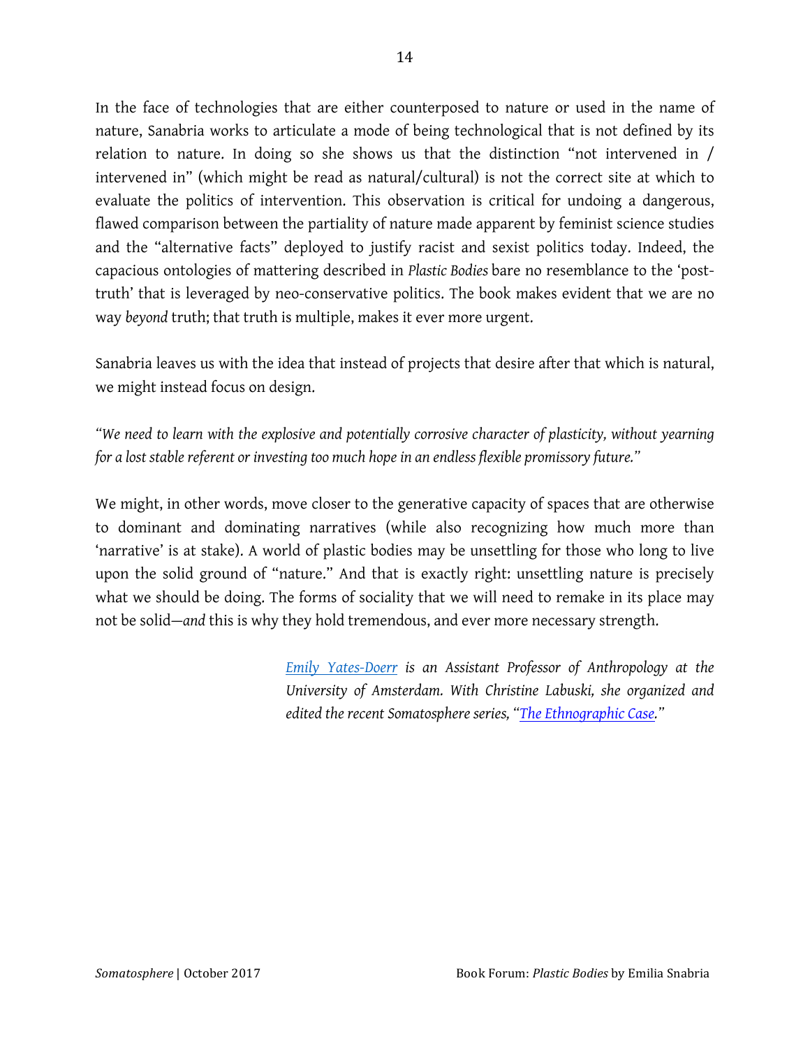In the face of technologies that are either counterposed to nature or used in the name of nature, Sanabria works to articulate a mode of being technological that is not defined by its relation to nature. In doing so she shows us that the distinction "not intervened in / intervened in" (which might be read as natural/cultural) is not the correct site at which to evaluate the politics of intervention. This observation is critical for undoing a dangerous, flawed comparison between the partiality of nature made apparent by feminist science studies and the "alternative facts" deployed to justify racist and sexist politics today. Indeed, the capacious ontologies of mattering described in *Plastic Bodies* bare no resemblance to the 'post-truth' that is leveraged by neo-conservative politics. The book makes evident that we are no way *beyond* truth; that truth is multiple, makes it ever more urgent.

Sanabria leaves us with the idea that instead of projects that desire after that which is natural, we might instead focus on design.

*"We need to learn with the explosive and potentially corrosive character of plasticity, without yearning for a lost stable referent or investing too much hope in an endless flexible promissory future."*

We might, in other words, move closer to the generative capacity of spaces that are otherwise to dominant and dominating narratives (while also recognizing how much more than 'narrative' is at stake). A world of plastic bodies may be unsettling for those who long to live upon the solid ground of "nature." And that is exactly right: unsettling nature is precisely what we should be doing. The forms of sociality that we will need to remake in its place may not be solid—*and* this is why they hold tremendous, and ever more necessary strength.

*[Emily Yates-Doerr](#) is an Assistant Professor of Anthropology at the University of Amsterdam. With Christine Labuski, she organized and edited the recent Somatosphere series, "[The Ethnographic Case](#)."*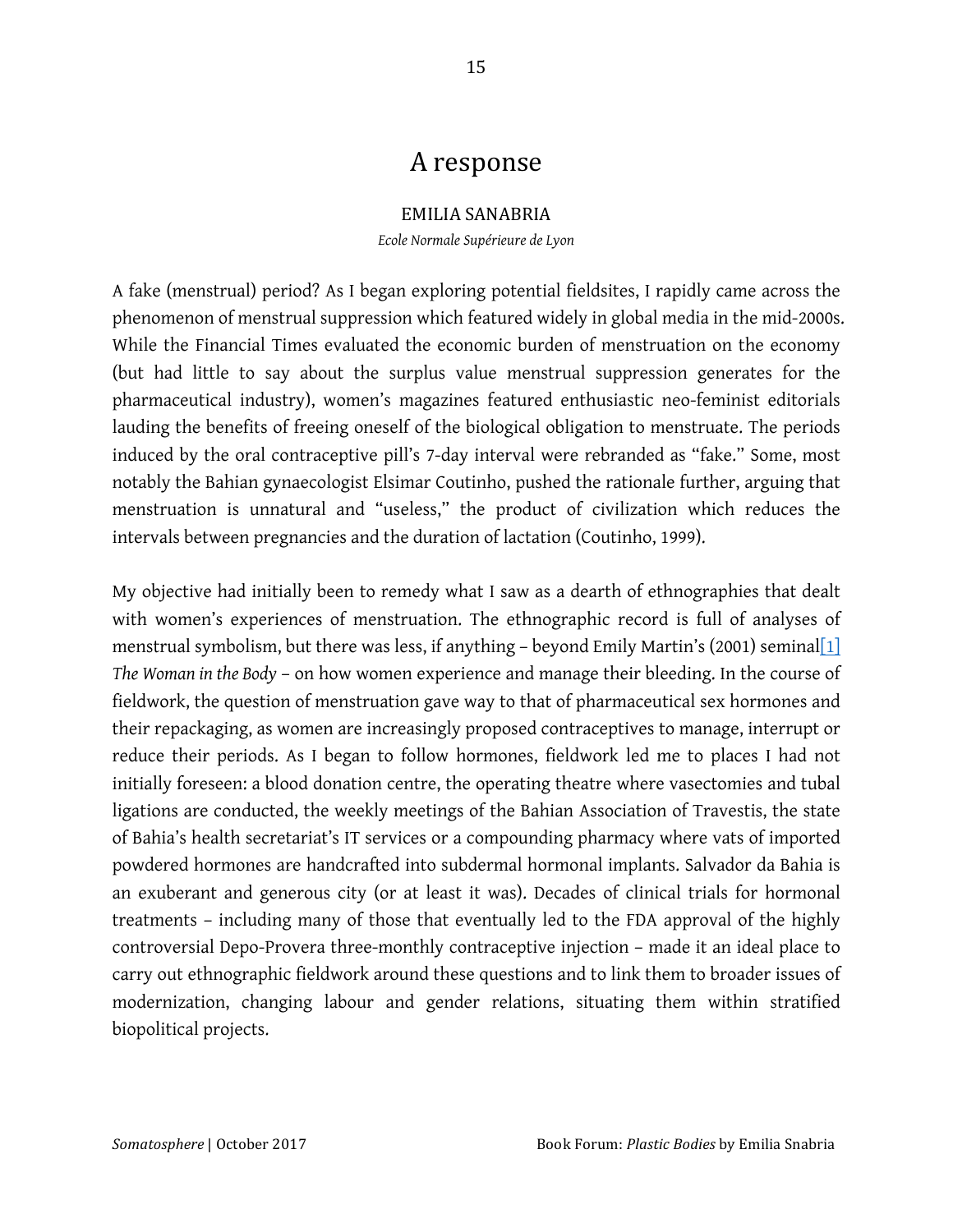# A response

EMILIA SANABRIA

*Ecole Normale Supérieure de Lyon*

A fake (menstrual) period? As I began exploring potential fieldsites, I rapidly came across the phenomenon of menstrual suppression which featured widely in global media in the mid-2000s. While the Financial Times evaluated the economic burden of menstruation on the economy (but had little to say about the surplus value menstrual suppression generates for the pharmaceutical industry), women's magazines featured enthusiastic neo-feminist editorials lauding the benefits of freeing oneself of the biological obligation to menstruate. The periods induced by the oral contraceptive pill's 7-day interval were rebranded as "fake." Some, most notably the Bahian gynaecologist Elsimar Coutinho, pushed the rationale further, arguing that menstruation is unnatural and "useless," the product of civilization which reduces the intervals between pregnancies and the duration of lactation (Coutinho, 1999).

My objective had initially been to remedy what I saw as a dearth of ethnographies that dealt with women's experiences of menstruation. The ethnographic record is full of analyses of menstrual symbolism, but there was less, if anything – beyond Emily Martin's (2001) seminal[1] *The Woman in the Body* – on how women experience and manage their bleeding. In the course of fieldwork, the question of menstruation gave way to that of pharmaceutical sex hormones and their repackaging, as women are increasingly proposed contraceptives to manage, interrupt or reduce their periods. As I began to follow hormones, fieldwork led me to places I had not initially foreseen: a blood donation centre, the operating theatre where vasectomies and tubal ligations are conducted, the weekly meetings of the Bahian Association of Travestis, the state of Bahia's health secretariat's IT services or a compounding pharmacy where vats of imported powdered hormones are handcrafted into subdermal hormonal implants. Salvador da Bahia is an exuberant and generous city (or at least it was). Decades of clinical trials for hormonal treatments – including many of those that eventually led to the FDA approval of the highly controversial Depo-Provera three-monthly contraceptive injection – made it an ideal place to carry out ethnographic fieldwork around these questions and to link them to broader issues of modernization, changing labour and gender relations, situating them within stratified biopolitical projects.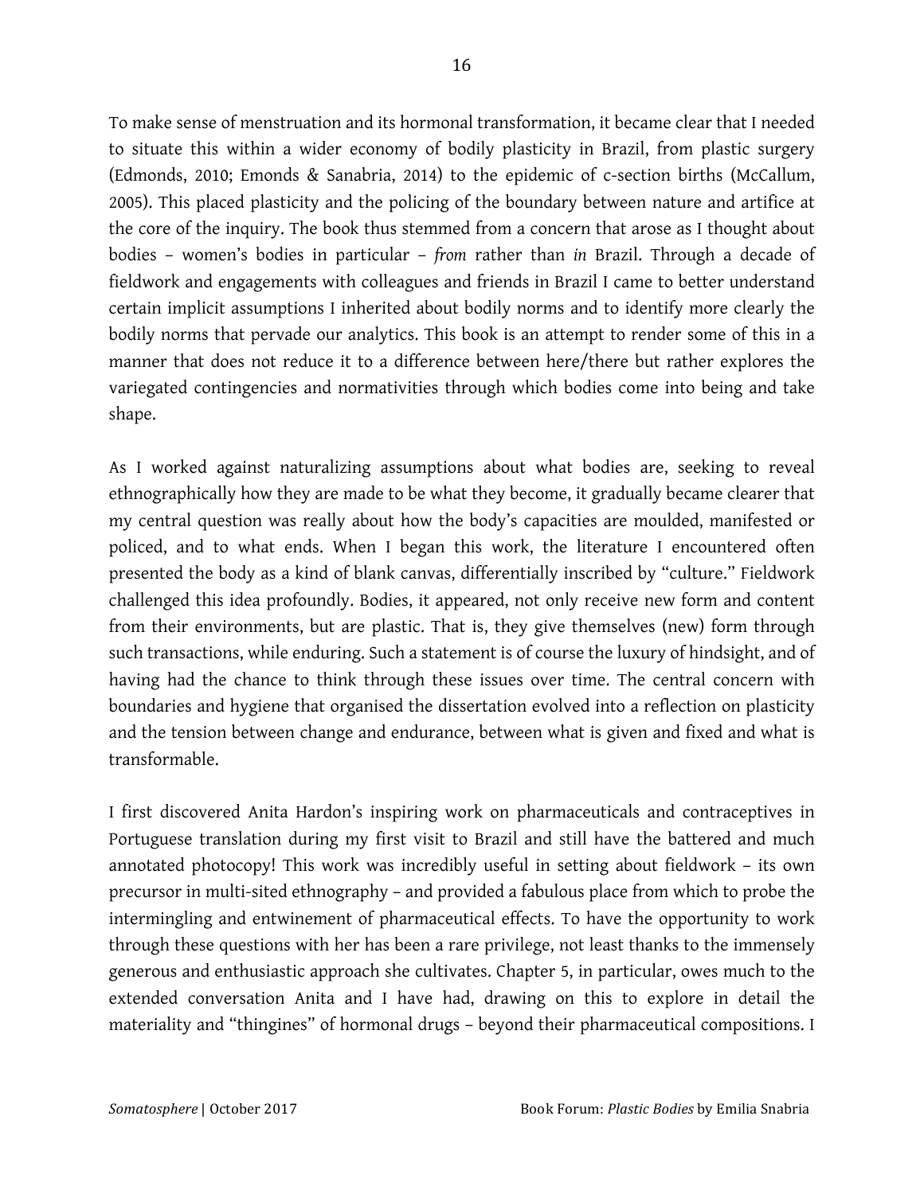To make sense of menstruation and its hormonal transformation, it became clear that I needed to situate this within a wider economy of bodily plasticity in Brazil, from plastic surgery (Edmonds, 2010; Emonds & Sanabria, 2014) to the epidemic of c-section births (McCallum, 2005). This placed plasticity and the policing of the boundary between nature and artifice at the core of the inquiry. The book thus stemmed from a concern that arose as I thought about bodies – women's bodies in particular – *from* rather than *in* Brazil. Through a decade of fieldwork and engagements with colleagues and friends in Brazil I came to better understand certain implicit assumptions I inherited about bodily norms and to identify more clearly the bodily norms that pervade our analytics. This book is an attempt to render some of this in a manner that does not reduce it to a difference between here/there but rather explores the variegated contingencies and normativities through which bodies come into being and take shape.

As I worked against naturalizing assumptions about what bodies are, seeking to reveal ethnographically how they are made to be what they become, it gradually became clearer that my central question was really about how the body's capacities are moulded, manifested or policed, and to what ends. When I began this work, the literature I encountered often presented the body as a kind of blank canvas, differentially inscribed by "culture." Fieldwork challenged this idea profoundly. Bodies, it appeared, not only receive new form and content from their environments, but are plastic. That is, they give themselves (new) form through such transactions, while enduring. Such a statement is of course the luxury of hindsight, and of having had the chance to think through these issues over time. The central concern with boundaries and hygiene that organised the dissertation evolved into a reflection on plasticity and the tension between change and endurance, between what is given and fixed and what is transformable.

I first discovered Anita Hardon's inspiring work on pharmaceuticals and contraceptives in Portuguese translation during my first visit to Brazil and still have the battered and much annotated photocopy! This work was incredibly useful in setting about fieldwork – its own precursor in multi-sited ethnography – and provided a fabulous place from which to probe the intermingling and entwinement of pharmaceutical effects. To have the opportunity to work through these questions with her has been a rare privilege, not least thanks to the immensely generous and enthusiastic approach she cultivates. Chapter 5, in particular, owes much to the extended conversation Anita and I have had, drawing on this to explore in detail the materiality and "thingines" of hormonal drugs – beyond their pharmaceutical compositions. I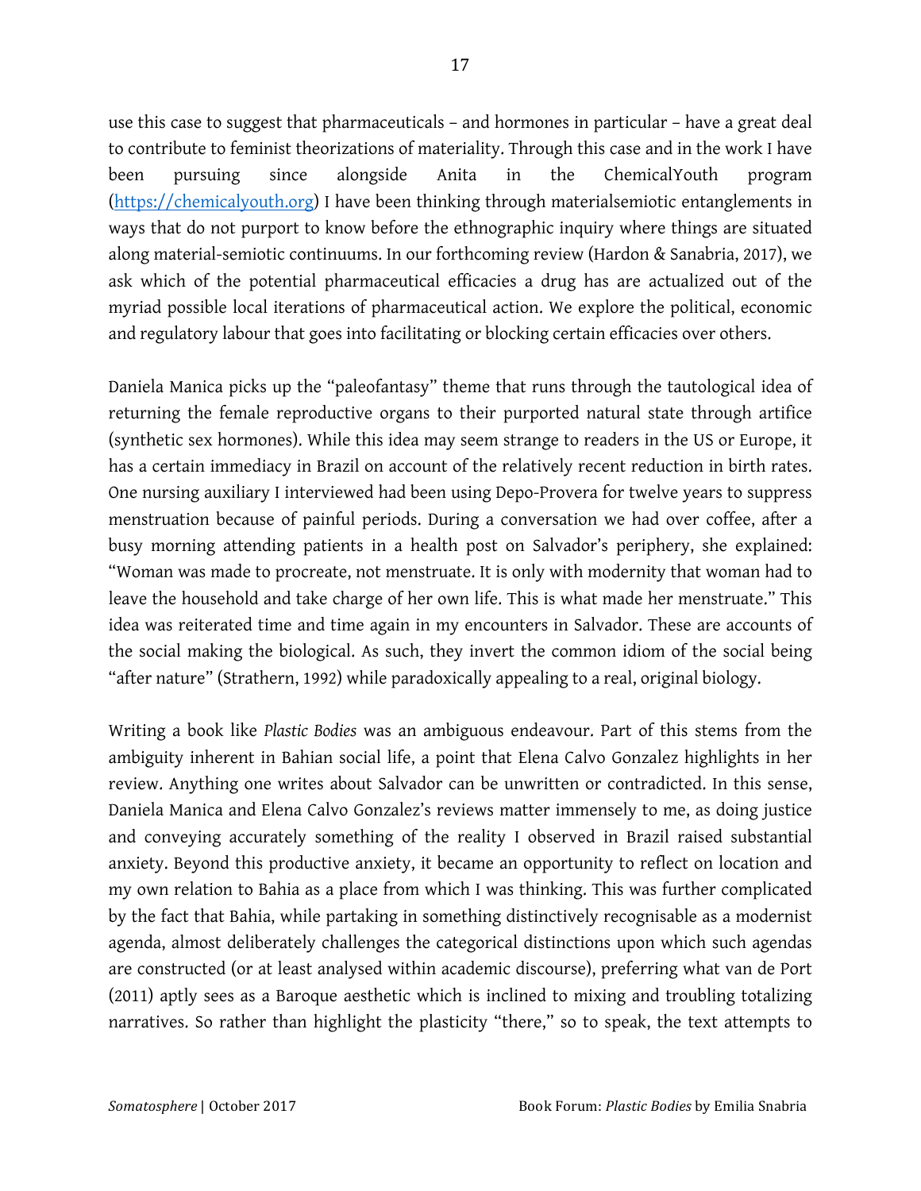use this case to suggest that pharmaceuticals – and hormones in particular – have a great deal to contribute to feminist theorizations of materiality. Through this case and in the work I have been pursuing since alongside Anita in the ChemicalYouth program (https://chemicalyouth.org) I have been thinking through materialsemiotic entanglements in ways that do not purport to know before the ethnographic inquiry where things are situated along material-semiotic continuums. In our forthcoming review (Hardon & Sanabria, 2017), we ask which of the potential pharmaceutical efficacies a drug has are actualized out of the myriad possible local iterations of pharmaceutical action. We explore the political, economic and regulatory labour that goes into facilitating or blocking certain efficacies over others.

Daniela Manica picks up the "paleofantasy" theme that runs through the tautological idea of returning the female reproductive organs to their purported natural state through artifice (synthetic sex hormones). While this idea may seem strange to readers in the US or Europe, it has a certain immediacy in Brazil on account of the relatively recent reduction in birth rates. One nursing auxiliary I interviewed had been using Depo-Provera for twelve years to suppress menstruation because of painful periods. During a conversation we had over coffee, after a busy morning attending patients in a health post on Salvador's periphery, she explained: "Woman was made to procreate, not menstruate. It is only with modernity that woman had to leave the household and take charge of her own life. This is what made her menstruate." This idea was reiterated time and time again in my encounters in Salvador. These are accounts of the social making the biological. As such, they invert the common idiom of the social being "after nature" (Strathern, 1992) while paradoxically appealing to a real, original biology.

Writing a book like *Plastic Bodies* was an ambiguous endeavour. Part of this stems from the ambiguity inherent in Bahian social life, a point that Elena Calvo Gonzalez highlights in her review. Anything one writes about Salvador can be unwritten or contradicted. In this sense, Daniela Manica and Elena Calvo Gonzalez's reviews matter immensely to me, as doing justice and conveying accurately something of the reality I observed in Brazil raised substantial anxiety. Beyond this productive anxiety, it became an opportunity to reflect on location and my own relation to Bahia as a place from which I was thinking. This was further complicated by the fact that Bahia, while partaking in something distinctively recognisable as a modernist agenda, almost deliberately challenges the categorical distinctions upon which such agendas are constructed (or at least analysed within academic discourse), preferring what van de Port (2011) aptly sees as a Baroque aesthetic which is inclined to mixing and troubling totalizing narratives. So rather than highlight the plasticity "there," so to speak, the text attempts to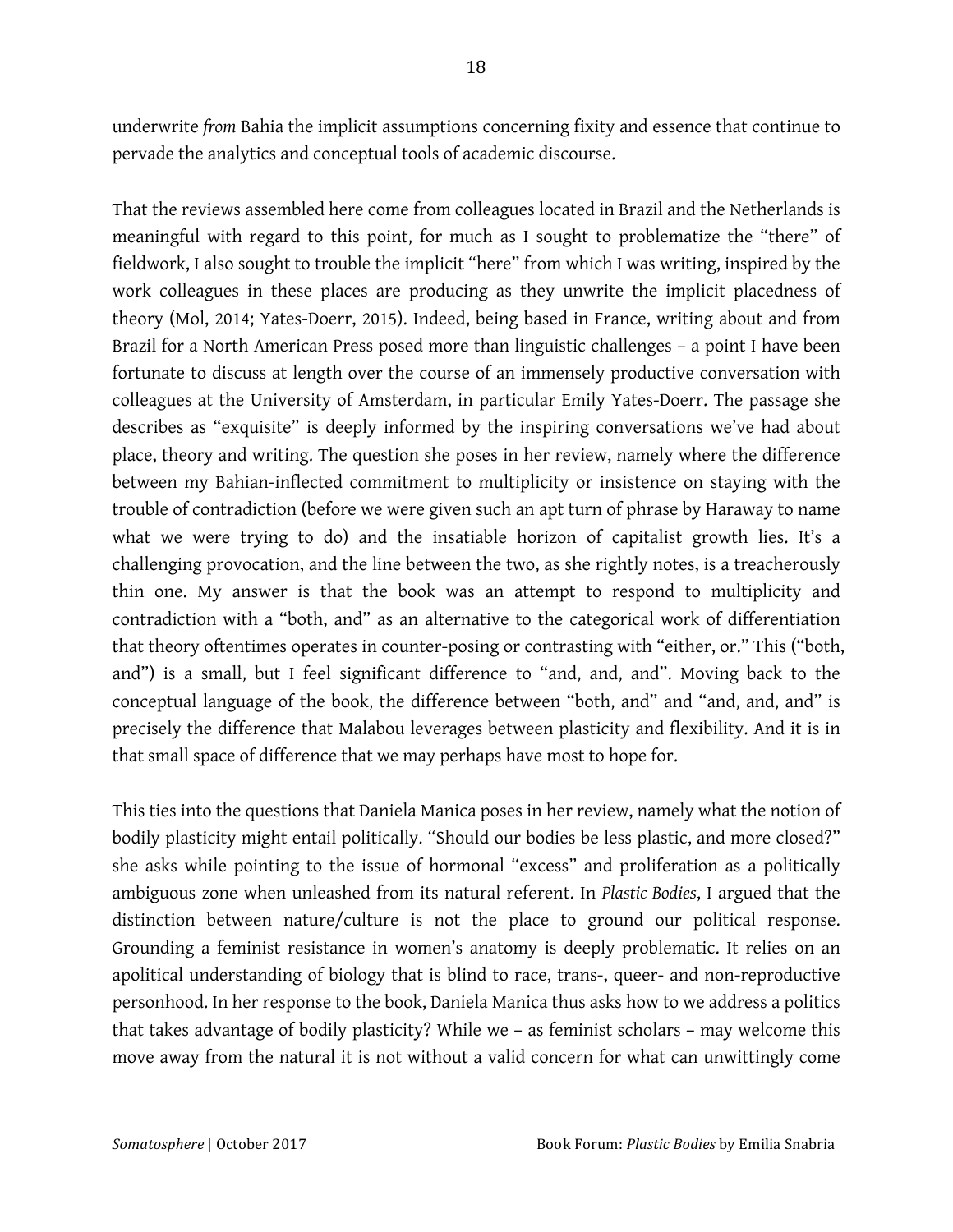underwrite *from* Bahia the implicit assumptions concerning fixity and essence that continue to pervade the analytics and conceptual tools of academic discourse.

That the reviews assembled here come from colleagues located in Brazil and the Netherlands is meaningful with regard to this point, for much as I sought to problematize the "there" of fieldwork, I also sought to trouble the implicit "here" from which I was writing, inspired by the work colleagues in these places are producing as they unwrite the implicit placedness of theory (Mol, 2014; Yates-Doerr, 2015). Indeed, being based in France, writing about and from Brazil for a North American Press posed more than linguistic challenges – a point I have been fortunate to discuss at length over the course of an immensely productive conversation with colleagues at the University of Amsterdam, in particular Emily Yates-Doerr. The passage she describes as "exquisite" is deeply informed by the inspiring conversations we've had about place, theory and writing. The question she poses in her review, namely where the difference between my Bahian-inflected commitment to multiplicity or insistence on staying with the trouble of contradiction (before we were given such an apt turn of phrase by Haraway to name what we were trying to do) and the insatiable horizon of capitalist growth lies. It's a challenging provocation, and the line between the two, as she rightly notes, is a treacherously thin one. My answer is that the book was an attempt to respond to multiplicity and contradiction with a "both, and" as an alternative to the categorical work of differentiation that theory oftentimes operates in counter-posing or contrasting with "either, or." This ("both, and") is a small, but I feel significant difference to "and, and, and". Moving back to the conceptual language of the book, the difference between "both, and" and "and, and, and" is precisely the difference that Malabou leverages between plasticity and flexibility. And it is in that small space of difference that we may perhaps have most to hope for.

This ties into the questions that Daniela Manica poses in her review, namely what the notion of bodily plasticity might entail politically. "Should our bodies be less plastic, and more closed?" she asks while pointing to the issue of hormonal "excess" and proliferation as a politically ambiguous zone when unleashed from its natural referent. In *Plastic Bodies*, I argued that the distinction between nature/culture is not the place to ground our political response. Grounding a feminist resistance in women's anatomy is deeply problematic. It relies on an apolitical understanding of biology that is blind to race, trans-, queer- and non-reproductive personhood. In her response to the book, Daniela Manica thus asks how to we address a politics that takes advantage of bodily plasticity? While we – as feminist scholars – may welcome this move away from the natural it is not without a valid concern for what can unwittingly come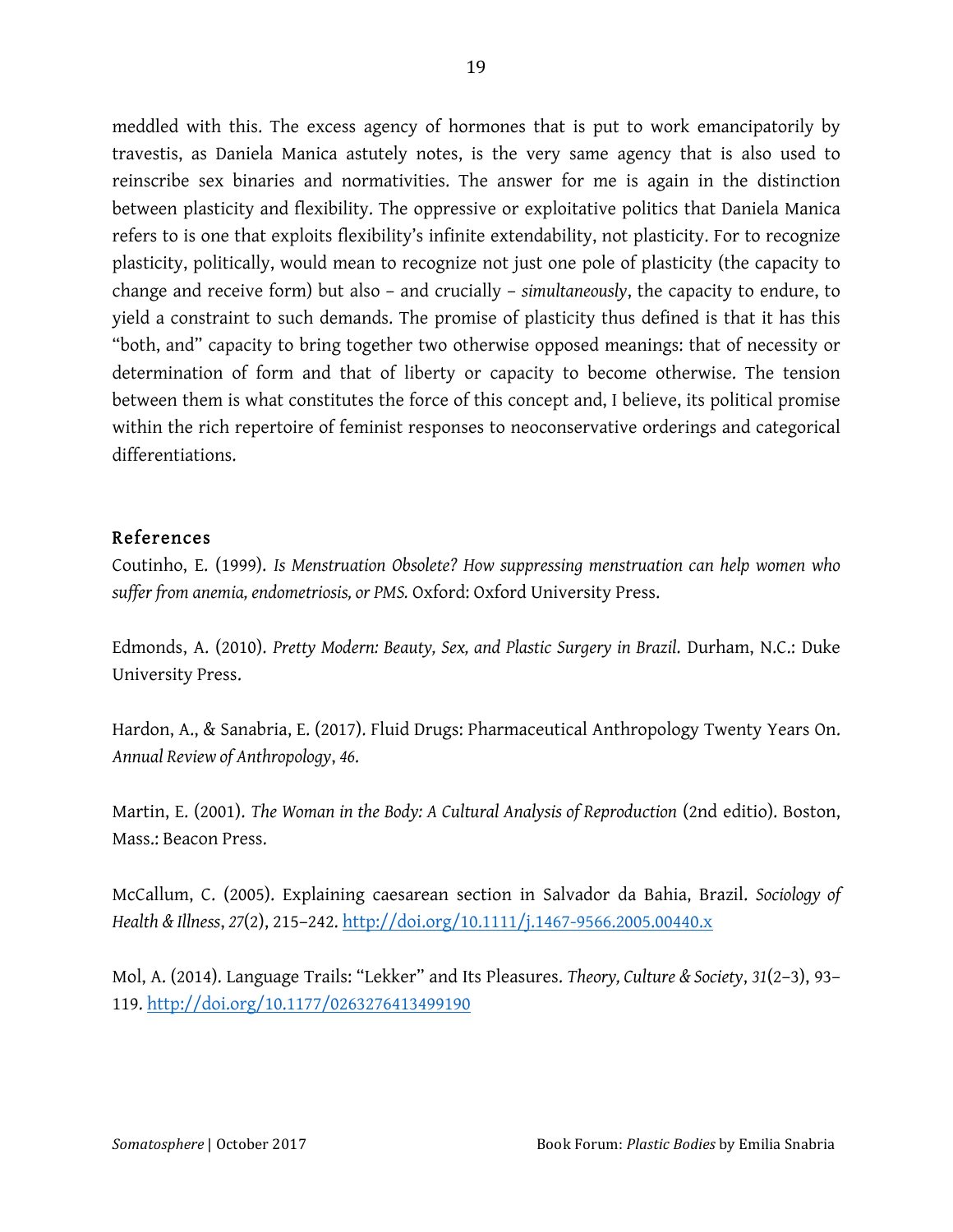meddled with this. The excess agency of hormones that is put to work emancipatorily by travestis, as Daniela Manica astutely notes, is the very same agency that is also used to reinscribe sex binaries and normativities. The answer for me is again in the distinction between plasticity and flexibility. The oppressive or exploitative politics that Daniela Manica refers to is one that exploits flexibility's infinite extendability, not plasticity. For to recognize plasticity, politically, would mean to recognize not just one pole of plasticity (the capacity to change and receive form) but also – and crucially – *simultaneously*, the capacity to endure, to yield a constraint to such demands. The promise of plasticity thus defined is that it has this "both, and" capacity to bring together two otherwise opposed meanings: that of necessity or determination of form and that of liberty or capacity to become otherwise. The tension between them is what constitutes the force of this concept and, I believe, its political promise within the rich repertoire of feminist responses to neoconservative orderings and categorical differentiations.

## References

Coutinho, E. (1999). *Is Menstruation Obsolete? How suppressing menstruation can help women who suffer from anemia, endometriosis, or PMS.* Oxford: Oxford University Press.

Edmonds, A. (2010). *Pretty Modern: Beauty, Sex, and Plastic Surgery in Brazil.* Durham, N.C.: Duke University Press.

Hardon, A., & Sanabria, E. (2017). Fluid Drugs: Pharmaceutical Anthropology Twenty Years On. *Annual Review of Anthropology*, *46*.

Martin, E. (2001). *The Woman in the Body: A Cultural Analysis of Reproduction* (2nd editio). Boston, Mass.: Beacon Press.

McCallum, C. (2005). Explaining caesarean section in Salvador da Bahia, Brazil. *Sociology of Health & Illness*, *27*(2), 215–242. http://doi.org/10.1111/j.1467-9566.2005.00440.x

Mol, A. (2014). Language Trails: "Lekker" and Its Pleasures. *Theory, Culture & Society*, *31*(2–3), 93–119. http://doi.org/10.1177/0263276413499190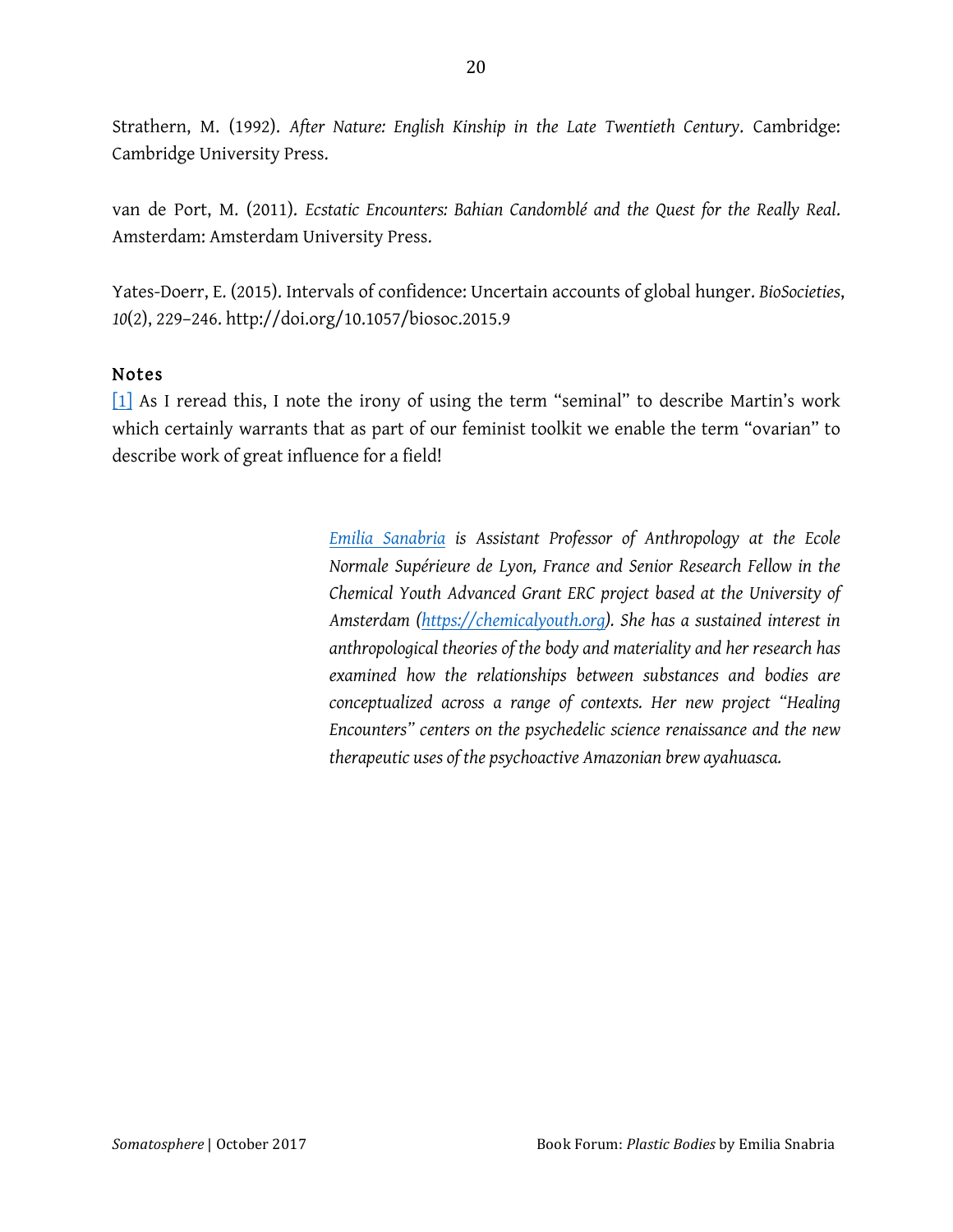Strathern, M. (1992). *After Nature: English Kinship in the Late Twentieth Century*. Cambridge: Cambridge University Press.

van de Port, M. (2011). *Ecstatic Encounters: Bahian Candomblé and the Quest for the Really Real*. Amsterdam: Amsterdam University Press.

Yates-Doerr, E. (2015). Intervals of confidence: Uncertain accounts of global hunger. *BioSocieties*, *10*(2), 229–246. http://doi.org/10.1057/biosoc.2015.9

## Notes

[1] As I reread this, I note the irony of using the term "seminal" to describe Martin's work which certainly warrants that as part of our feminist toolkit we enable the term "ovarian" to describe work of great influence for a field!

*Emilia Sanabria is Assistant Professor of Anthropology at the Ecole Normale Supérieure de Lyon, France and Senior Research Fellow in the Chemical Youth Advanced Grant ERC project based at the University of Amsterdam (https://chemicalyouth.org). She has a sustained interest in anthropological theories of the body and materiality and her research has examined how the relationships between substances and bodies are conceptualized across a range of contexts. Her new project "Healing Encounters" centers on the psychedelic science renaissance and the new therapeutic uses of the psychoactive Amazonian brew ayahuasca.*